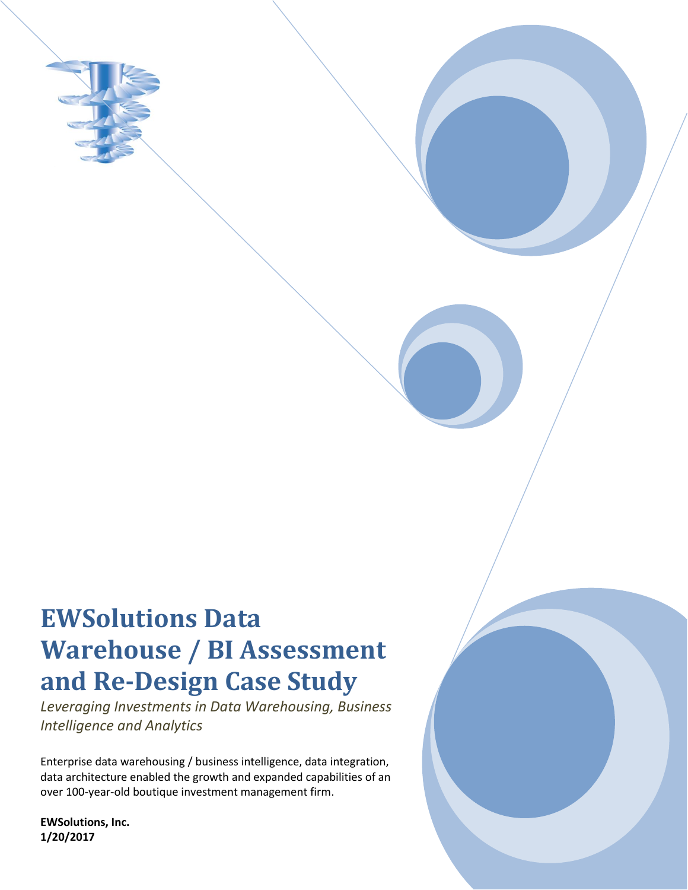# EWSolutions Data Warehouse / BI Assessment and Re-Design Case Study

*Leveraging Investments in Data Warehousing, Business Intelligence and Analytics*

Enterprise data warehousing / business intelligence, data integration, data architecture enabled the growth and expanded capabilities of an over 100-year-old boutique investment management firm.

**EWSolutions, Inc.**
**1/20/2017**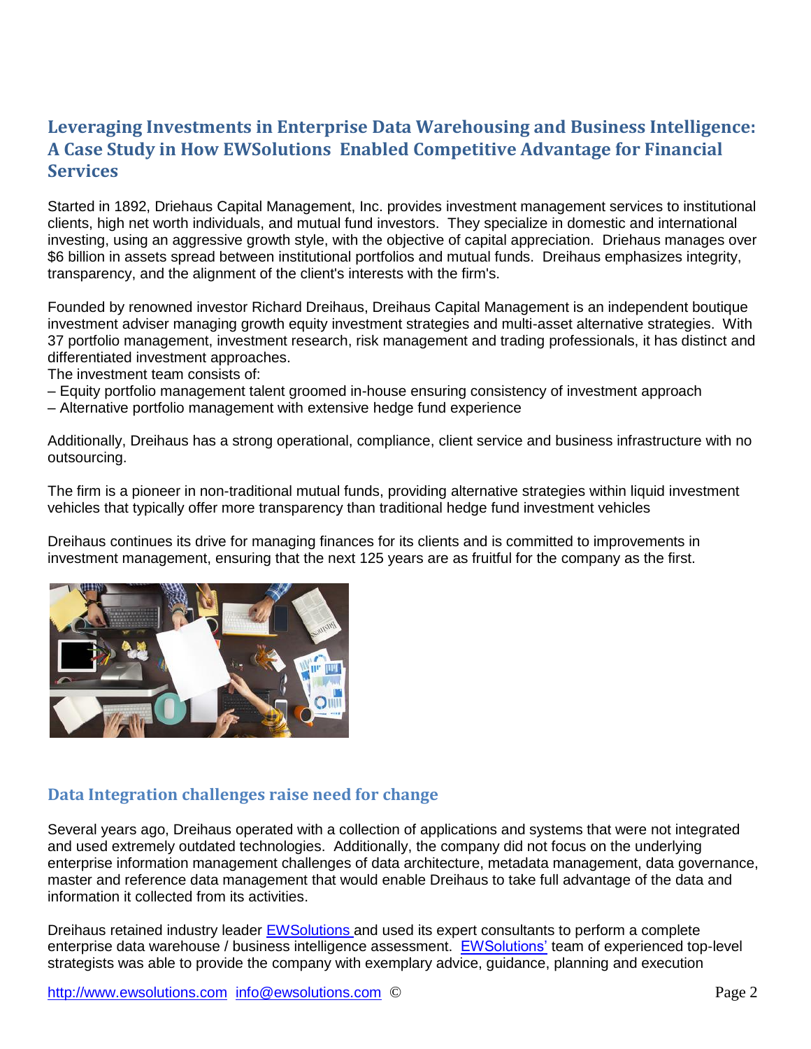## Leveraging Investments in Enterprise Data Warehousing and Business Intelligence: A Case Study in How EWSolutions Enabled Competitive Advantage for Financial Services

Started in 1892, Driehaus Capital Management, Inc. provides investment management services to institutional clients, high net worth individuals, and mutual fund investors. They specialize in domestic and international investing, using an aggressive growth style, with the objective of capital appreciation. Driehaus manages over $6 billion in assets spread between institutional portfolios and mutual funds. Dreihaus emphasizes integrity, transparency, and the alignment of the client's interests with the firm's.

Founded by renowned investor Richard Dreihaus, Dreihaus Capital Management is an independent boutique investment adviser managing growth equity investment strategies and multi-asset alternative strategies. With 37 portfolio management, investment research, risk management and trading professionals, it has distinct and differentiated investment approaches.
The investment team consists of:
– Equity portfolio management talent groomed in-house ensuring consistency of investment approach
– Alternative portfolio management with extensive hedge fund experience

Additionally, Dreihaus has a strong operational, compliance, client service and business infrastructure with no outsourcing.

The firm is a pioneer in non-traditional mutual funds, providing alternative strategies within liquid investment vehicles that typically offer more transparency than traditional hedge fund investment vehicles

Dreihaus continues its drive for managing finances for its clients and is committed to improvements in investment management, ensuring that the next 125 years are as fruitful for the company as the first.

### Data Integration challenges raise need for change

Several years ago, Dreihaus operated with a collection of applications and systems that were not integrated and used extremely outdated technologies. Additionally, the company did not focus on the underlying enterprise information management challenges of data architecture, metadata management, data governance, master and reference data management that would enable Dreihaus to take full advantage of the data and information it collected from its activities.

Dreihaus retained industry leader EWSolutions and used its expert consultants to perform a complete enterprise data warehouse / business intelligence assessment. EWSolutions' team of experienced top-level strategists was able to provide the company with exemplary advice, guidance, planning and execution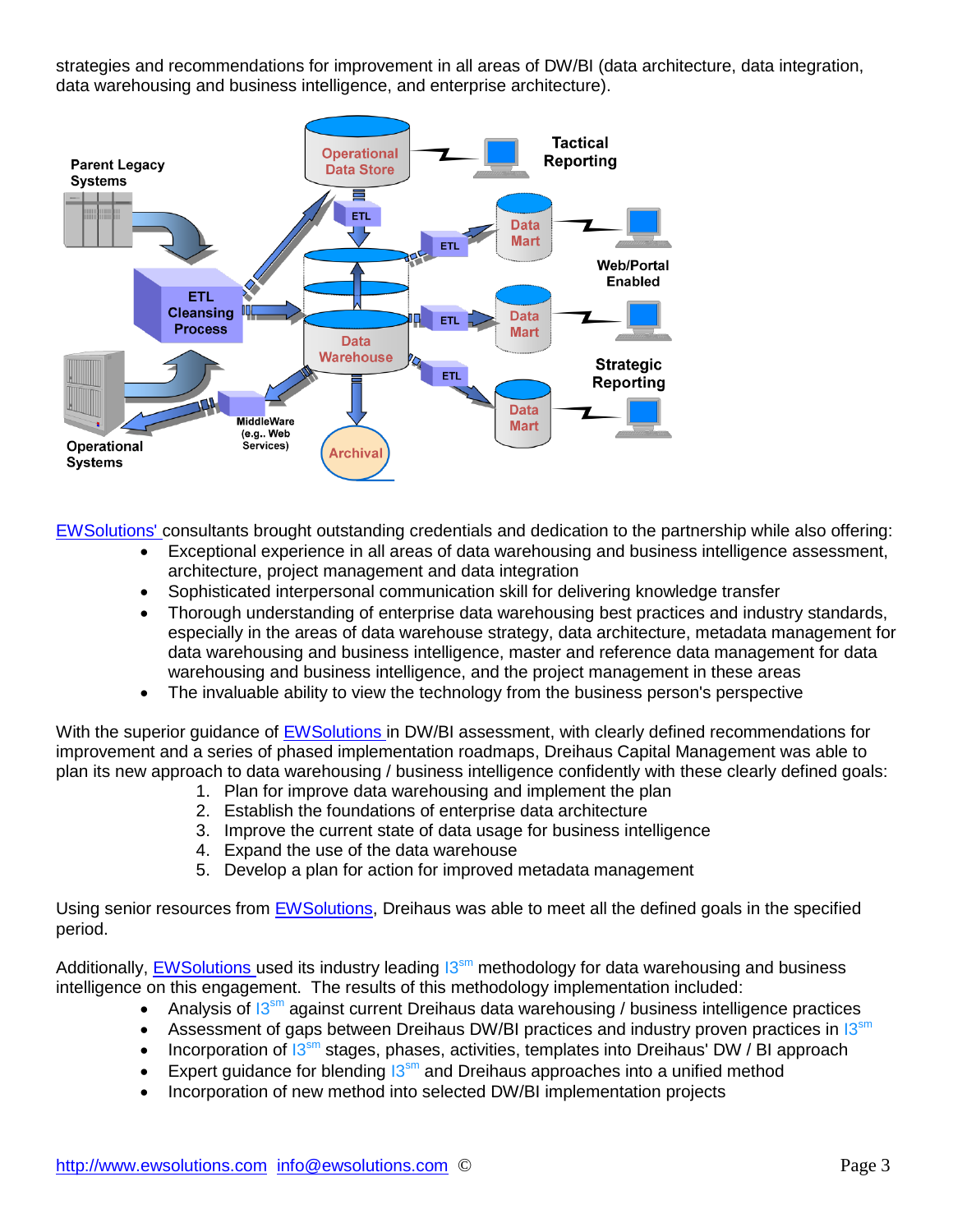strategies and recommendations for improvement in all areas of DW/BI (data architecture, data integration, data warehousing and business intelligence, and enterprise architecture).

EWSolutions' consultants brought outstanding credentials and dedication to the partnership while also offering:

- Exceptional experience in all areas of data warehousing and business intelligence assessment, architecture, project management and data integration
- Sophisticated interpersonal communication skill for delivering knowledge transfer
- Thorough understanding of enterprise data warehousing best practices and industry standards, especially in the areas of data warehouse strategy, data architecture, metadata management for data warehousing and business intelligence, master and reference data management for data warehousing and business intelligence, and the project management in these areas
- The invaluable ability to view the technology from the business person's perspective

With the superior guidance of EWSolutions in DW/BI assessment, with clearly defined recommendations for improvement and a series of phased implementation roadmaps, Dreihaus Capital Management was able to plan its new approach to data warehousing / business intelligence confidently with these clearly defined goals:

1. Plan for improve data warehousing and implement the plan
2. Establish the foundations of enterprise data architecture
3. Improve the current state of data usage for business intelligence
4. Expand the use of the data warehouse
5. Develop a plan for action for improved metadata management

Using senior resources from EWSolutions, Dreihaus was able to meet all the defined goals in the specified period.

Additionally, EWSolutions used its industry leading I3[sm] methodology for data warehousing and business intelligence on this engagement. The results of this methodology implementation included:

- Analysis of I3[sm] against current Dreihaus data warehousing / business intelligence practices
- Assessment of gaps between Dreihaus DW/BI practices and industry proven practices in I3[sm]
- Incorporation of I3[sm] stages, phases, activities, templates into Dreihaus' DW / BI approach
- Expert guidance for blending I3[sm] and Dreihaus approaches into a unified method
- Incorporation of new method into selected DW/BI implementation projects

http://www.ewsolutions.com info@ewsolutions.com ©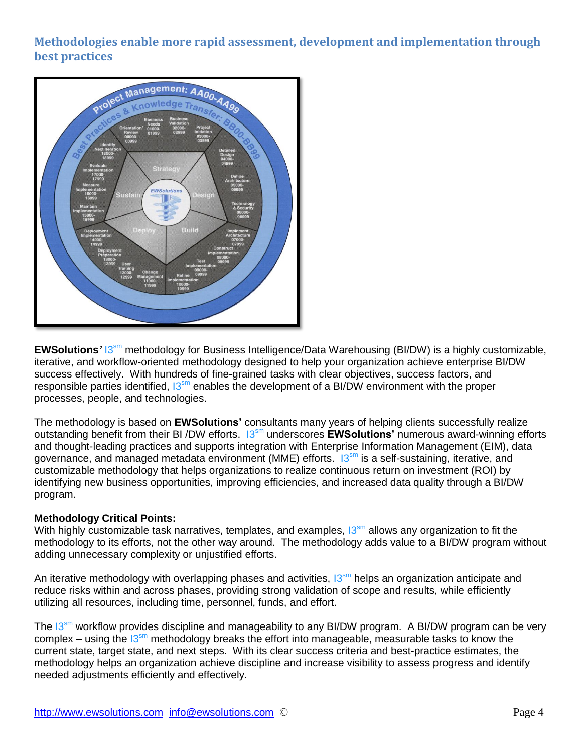## Methodologies enable more rapid assessment, development and implementation through best practices

**EWSolutions'** I3sm methodology for Business Intelligence/Data Warehousing (BI/DW) is a highly customizable, iterative, and workflow-oriented methodology designed to help your organization achieve enterprise BI/DW success effectively. With hundreds of fine-grained tasks with clear objectives, success factors, and responsible parties identified, I3sm enables the development of a BI/DW environment with the proper processes, people, and technologies.

The methodology is based on **EWSolutions'** consultants many years of helping clients successfully realize outstanding benefit from their BI /DW efforts. I3sm underscores **EWSolutions'** numerous award-winning efforts and thought-leading practices and supports integration with Enterprise Information Management (EIM), data governance, and managed metadata environment (MME) efforts. I3sm is a self-sustaining, iterative, and customizable methodology that helps organizations to realize continuous return on investment (ROI) by identifying new business opportunities, improving efficiencies, and increased data quality through a BI/DW program.

**Methodology Critical Points:**
With highly customizable task narratives, templates, and examples, I3sm allows any organization to fit the methodology to its efforts, not the other way around. The methodology adds value to a BI/DW program without adding unnecessary complexity or unjustified efforts.

An iterative methodology with overlapping phases and activities, I3sm helps an organization anticipate and reduce risks within and across phases, providing strong validation of scope and results, while efficiently utilizing all resources, including time, personnel, funds, and effort.

The I3sm workflow provides discipline and manageability to any BI/DW program. A BI/DW program can be very complex – using the I3sm methodology breaks the effort into manageable, measurable tasks to know the current state, target state, and next steps. With its clear success criteria and best-practice estimates, the methodology helps an organization achieve discipline and increase visibility to assess progress and identify needed adjustments efficiently and effectively.

http://www.ewsolutions.com info@ewsolutions.com ©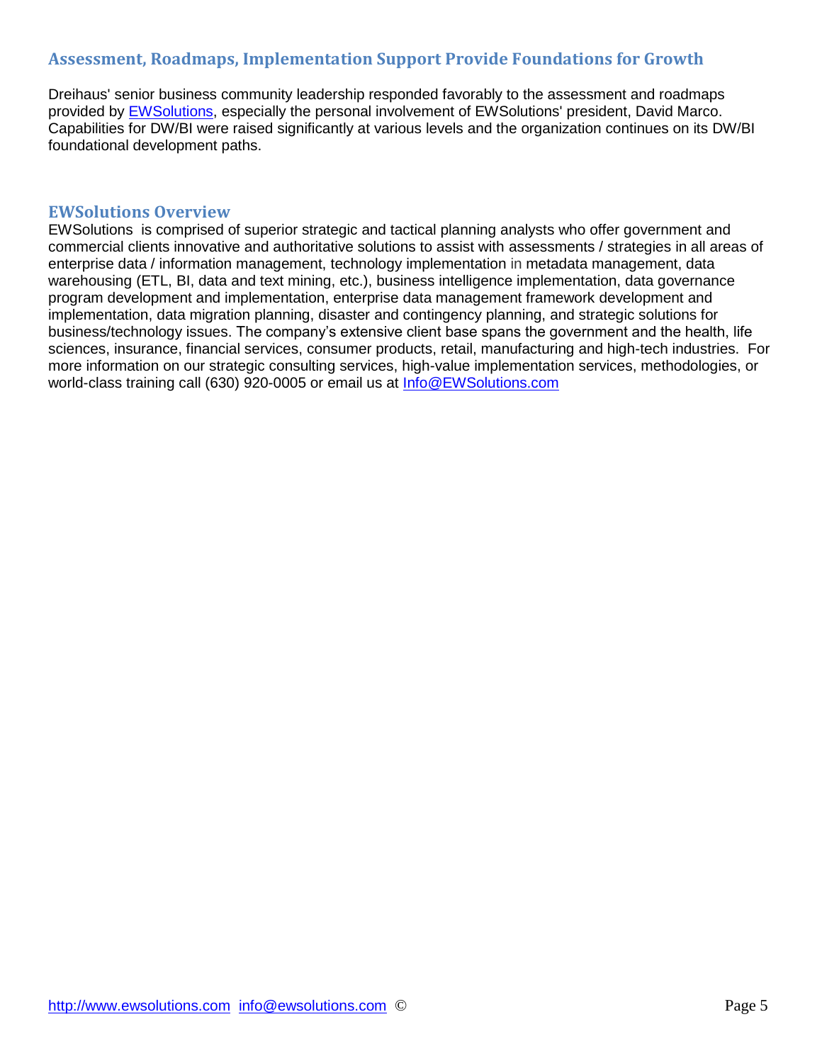## Assessment, Roadmaps, Implementation Support Provide Foundations for Growth

Dreihaus' senior business community leadership responded favorably to the assessment and roadmaps provided by EWSolutions, especially the personal involvement of EWSolutions' president, David Marco. Capabilities for DW/BI were raised significantly at various levels and the organization continues on its DW/BI foundational development paths.

## EWSolutions Overview

EWSolutions is comprised of superior strategic and tactical planning analysts who offer government and commercial clients innovative and authoritative solutions to assist with assessments / strategies in all areas of enterprise data / information management, technology implementation in metadata management, data warehousing (ETL, BI, data and text mining, etc.), business intelligence implementation, data governance program development and implementation, enterprise data management framework development and implementation, data migration planning, disaster and contingency planning, and strategic solutions for business/technology issues. The company's extensive client base spans the government and the health, life sciences, insurance, financial services, consumer products, retail, manufacturing and high-tech industries. For more information on our strategic consulting services, high-value implementation services, methodologies, or world-class training call (630) 920-0005 or email us at Info@EWSolutions.com